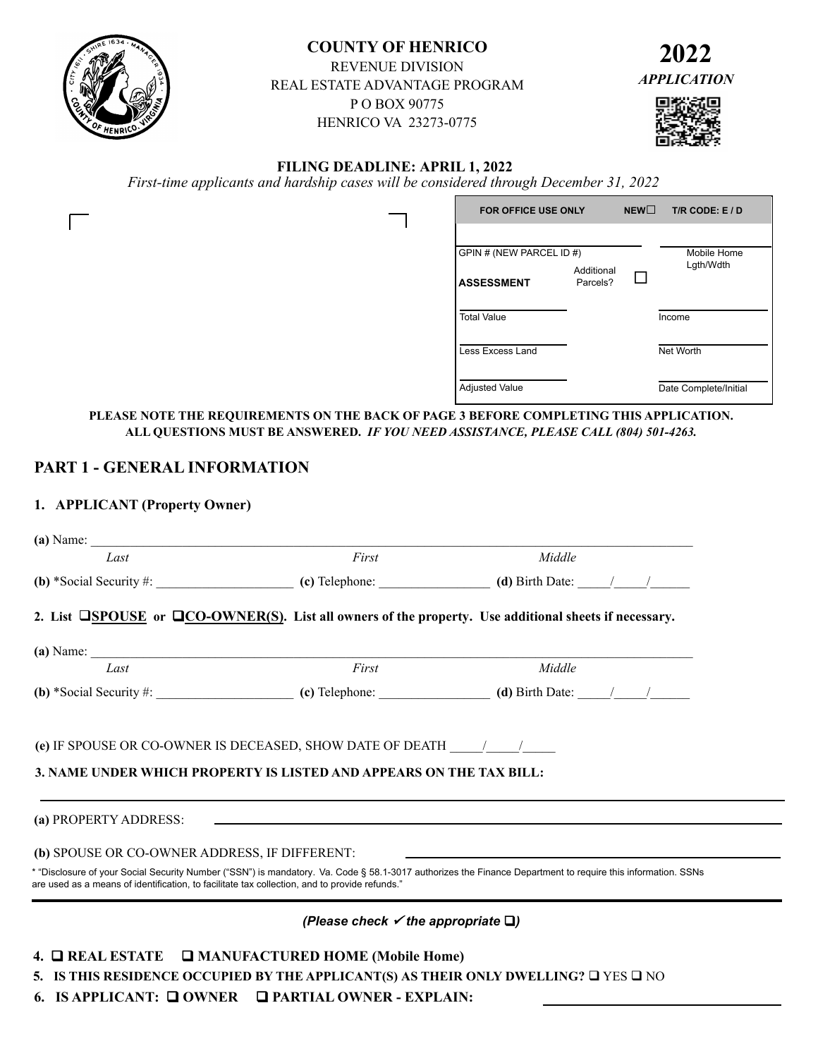# COUNTY OF HENRICO

REVENUE DIVISION
REAL ESTATE ADVANTAGE PROGRAM
P O BOX 90775
HENRICO VA 23273-0775

**2022**
***APPLICATION***

**FILING DEADLINE: APRIL 1, 2022**
*First-time applicants and hardship cases will be considered through December 31, 2022*

| FOR OFFICE USE ONLY | | NEW☐ | T/R CODE: E / D |
|---|---|---|---|
| | | | |
| GPIN # (NEW PARCEL ID #) | | | Mobile Home Lgth/Wdth |
| **ASSESSMENT** | Additional Parcels? ☐ | | |
| Total Value | | | Income |
| Less Excess Land | | | Net Worth |
| Adjusted Value | | | Date Complete/Initial |

**PLEASE NOTE THE REQUIREMENTS ON THE BACK OF PAGE 3 BEFORE COMPLETING THIS APPLICATION. ALL QUESTIONS MUST BE ANSWERED.** ***IF YOU NEED ASSISTANCE, PLEASE CALL (804) 501-4263.***

## PART 1 - GENERAL INFORMATION

### 1. APPLICANT (Property Owner)

**(a)** Name: ______________________________________________
*Last* *First* *Middle*

**(b)** *Social Security #: ____________________ **(c)** Telephone: ________________ **(d)** Birth Date: _____/_____/______

**2. List ❑SPOUSE or ❑CO-OWNER(S). List all owners of the property. Use additional sheets if necessary.**

**(a)** Name: ______________________________________________
*Last* *First* *Middle*

**(b)** *Social Security #: ____________________ **(c)** Telephone: ________________ **(d)** Birth Date: _____/_____/______

**(e)** IF SPOUSE OR CO-OWNER IS DECEASED, SHOW DATE OF DEATH _____/_____/_____

**3. NAME UNDER WHICH PROPERTY IS LISTED AND APPEARS ON THE TAX BILL:**

______________________________________________

**(a)** PROPERTY ADDRESS: ______________________________________________

**(b)** SPOUSE OR CO-OWNER ADDRESS, IF DIFFERENT: ______________________________

* "Disclosure of your Social Security Number ("SSN") is mandatory. Va. Code § 58.1-3017 authorizes the Finance Department to require this information. SSNs are used as a means of identification, to facilitate tax collection, and to provide refunds."

***(Please check ✓ the appropriate ❑)***

**4. ❑ REAL ESTATE ❑ MANUFACTURED HOME (Mobile Home)**

**5. IS THIS RESIDENCE OCCUPIED BY THE APPLICANT(S) AS THEIR ONLY DWELLING?** ❑ YES ❑ NO

**6. IS APPLICANT: ❑ OWNER ❑ PARTIAL OWNER - EXPLAIN:** ______________________________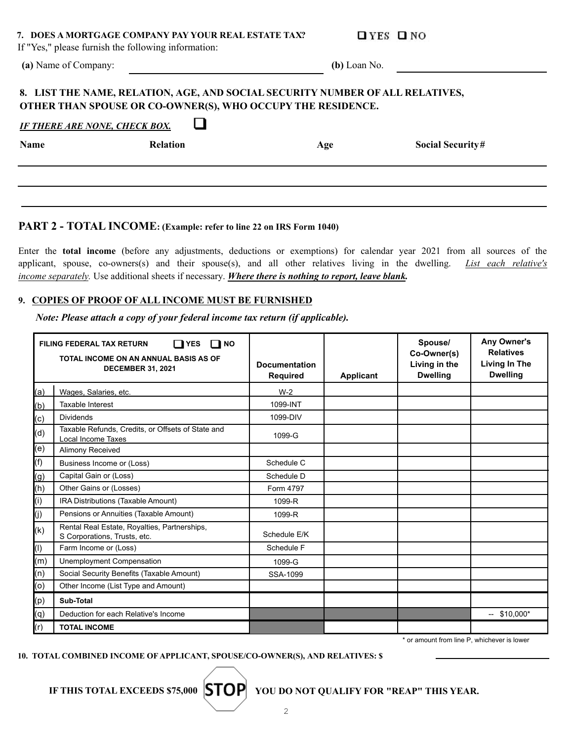**7. DOES A MORTGAGE COMPANY PAY YOUR REAL ESTATE TAX?** ☐ YES ☐ NO

If "Yes," please furnish the following information:

**(a)** Name of Company: ______________________________ **(b)** Loan No. ______________________

**8. LIST THE NAME, RELATION, AGE, AND SOCIAL SECURITY NUMBER OF ALL RELATIVES, OTHER THAN SPOUSE OR CO-OWNER(S), WHO OCCUPY THE RESIDENCE.**

***IF THERE ARE NONE, CHECK BOX.*** ☐

| Name | Relation | Age | Social Security# |
|---|---|---|---|
| | | | |
| | | | |
| | | | |

## PART 2 - TOTAL INCOME: (Example: refer to line 22 on IRS Form 1040)

Enter the **total income** (before any adjustments, deductions or exemptions) for calendar year 2021 from all sources of the applicant, spouse, co-owners(s) and their spouse(s), and all other relatives living in the dwelling. *List each relative's income separately.* Use additional sheets if necessary. ***Where there is nothing to report, leave blank.***

**9. COPIES OF PROOF OF ALL INCOME MUST BE FURNISHED**

***Note: Please attach a copy of your federal income tax return (if applicable).***

| FILING FEDERAL TAX RETURN ☐ YES ☐ NO<br>TOTAL INCOME ON AN ANNUAL BASIS AS OF DECEMBER 31, 2021 | | Documentation Required | Applicant | Spouse/ Co-Owner(s) Living in the Dwelling | Any Owner's Relatives Living In The Dwelling |
|---|---|---|---|---|---|
| (a) | Wages, Salaries, etc. | W-2 | | | |
| (b) | Taxable Interest | 1099-INT | | | |
| (c) | Dividends | 1099-DIV | | | |
| (d) | Taxable Refunds, Credits, or Offsets of State and Local Income Taxes | 1099-G | | | |
| (e) | Alimony Received | | | | |
| (f) | Business Income or (Loss) | Schedule C | | | |
| (g) | Capital Gain or (Loss) | Schedule D | | | |
| (h) | Other Gains or (Losses) | Form 4797 | | | |
| (i) | IRA Distributions (Taxable Amount) | 1099-R | | | |
| (j) | Pensions or Annuities (Taxable Amount) | 1099-R | | | |
| (k) | Rental Real Estate, Royalties, Partnerships, S Corporations, Trusts, etc. | Schedule E/K | | | |
| (l) | Farm Income or (Loss) | Schedule F | | | |
| (m) | Unemployment Compensation | 1099-G | | | |
| (n) | Social Security Benefits (Taxable Amount) | SSA-1099 | | | |
| (o) | Other Income (List Type and Amount) | | | | |
| (p) | **Sub-Total** | | | | |
| (q) | Deduction for each Relative's Income | | | | -- $10,000* |
| (r) | **TOTAL INCOME** | | | | |

\* or amount from line P, whichever is lower

**10. TOTAL COMBINED INCOME OF APPLICANT, SPOUSE/CO-OWNER(S), AND RELATIVES: $** ______________

**IF THIS TOTAL EXCEEDS $75,000 STOP YOU DO NOT QUALIFY FOR "REAP" THIS YEAR.**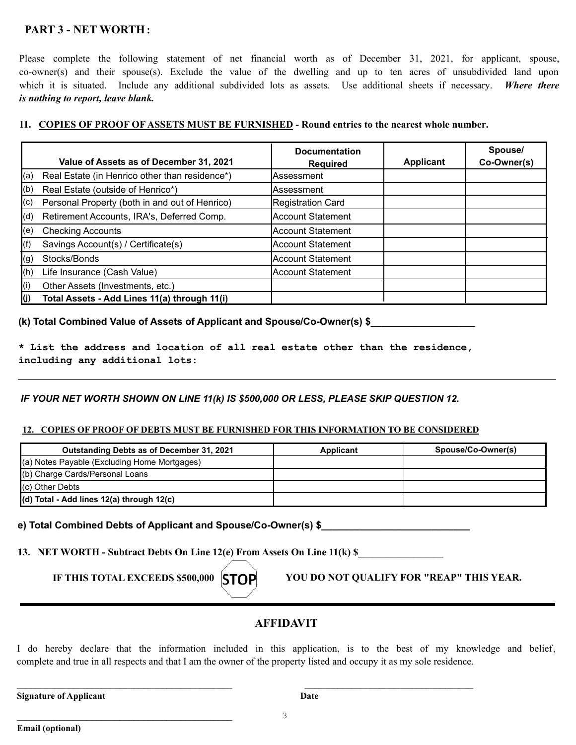## PART 3 - NET WORTH :

Please complete the following statement of net financial worth as of December 31, 2021, for applicant, spouse, co-owner(s) and their spouse(s). Exclude the value of the dwelling and up to ten acres of unsubdivided land upon which it is situated. Include any additional subdivided lots as assets. Use additional sheets if necessary. ***Where there is nothing to report, leave blank.***

**11. COPIES OF PROOF OF ASSETS MUST BE FURNISHED - Round entries to the nearest whole number.**

| | Value of Assets as of December 31, 2021 | Documentation Required | Applicant | Spouse/ Co-Owner(s) |
|---|---|---|---|---|
| (a) | Real Estate (in Henrico other than residence*) | Assessment | | |
| (b) | Real Estate (outside of Henrico*) | Assessment | | |
| (c) | Personal Property (both in and out of Henrico) | Registration Card | | |
| (d) | Retirement Accounts, IRA's, Deferred Comp. | Account Statement | | |
| (e) | Checking Accounts | Account Statement | | |
| (f) | Savings Account(s) / Certificate(s) | Account Statement | | |
| (g) | Stocks/Bonds | Account Statement | | |
| (h) | Life Insurance (Cash Value) | Account Statement | | |
| (i) | Other Assets (Investments, etc.) | | | |
| **(j)** | **Total Assets - Add Lines 11(a) through 11(i)** | | | |

**(k) Total Combined Value of Assets of Applicant and Spouse/Co-Owner(s) $___________________**

**\* List the address and location of all real estate other than the residence, including any additional lots:**

_______________________________________________________________________________

***IF YOUR NET WORTH SHOWN ON LINE 11(k) IS $500,000 OR LESS, PLEASE SKIP QUESTION 12.***

**12. COPIES OF PROOF OF DEBTS MUST BE FURNISHED FOR THIS INFORMATION TO BE CONSIDERED**

| Outstanding Debts as of December 31, 2021 | Applicant | Spouse/Co-Owner(s) |
|---|---|---|
| (a) Notes Payable (Excluding Home Mortgages) | | |
| (b) Charge Cards/Personal Loans | | |
| (c) Other Debts | | |
| **(d) Total - Add lines 12(a) through 12(c)** | | |

**e) Total Combined Debts of Applicant and Spouse/Co-Owner(s) $___________________________**

**13. NET WORTH - Subtract Debts On Line 12(e) From Assets On Line 11(k) $_________________**

**IF THIS TOTAL EXCEEDS $500,000** **STOP** **YOU DO NOT QUALIFY FOR "REAP" THIS YEAR.**

## AFFIDAVIT

I do hereby declare that the information included in this application, is to the best of my knowledge and belief, complete and true in all respects and that I am the owner of the property listed and occupy it as my sole residence.

_______________________________________________ &nbsp;&nbsp;&nbsp;&nbsp; _____________________________________

**Signature of Applicant** &nbsp;&nbsp;&nbsp;&nbsp; **Date**

_______________________________________________

**Email (optional)**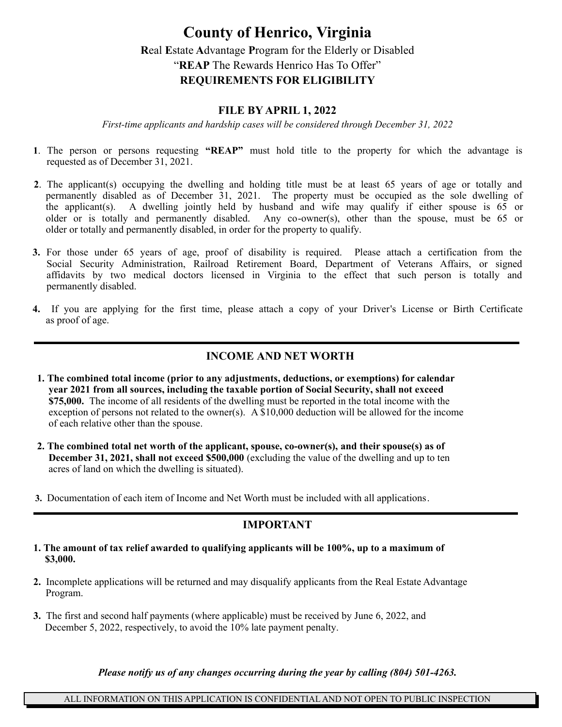# County of Henrico, Virginia

## **R**eal **E**state **A**dvantage **P**rogram for the Elderly or Disabled

## "**REAP** The Rewards Henrico Has To Offer"

## REQUIREMENTS FOR ELIGIBILITY

### FILE BY APRIL 1, 2022

*First-time applicants and hardship cases will be considered through December 31, 2022*

1. The person or persons requesting **"REAP"** must hold title to the property for which the advantage is requested as of December 31, 2021.

2. The applicant(s) occupying the dwelling and holding title must be at least 65 years of age or totally and permanently disabled as of December 31, 2021. The property must be occupied as the sole dwelling of the applicant(s). A dwelling jointly held by husband and wife may qualify if either spouse is 65 or older or is totally and permanently disabled. Any co-owner(s), other than the spouse, must be 65 or older or totally and permanently disabled, in order for the property to qualify.

3. For those under 65 years of age, proof of disability is required. Please attach a certification from the Social Security Administration, Railroad Retirement Board, Department of Veterans Affairs, or signed affidavits by two medical doctors licensed in Virginia to the effect that such person is totally and permanently disabled.

4. If you are applying for the first time, please attach a copy of your Driver's License or Birth Certificate as proof of age.

---

## INCOME AND NET WORTH

1. **The combined total income (prior to any adjustments, deductions, or exemptions) for calendar year 2021 from all sources, including the taxable portion of Social Security, shall not exceed $75,000.** The income of all residents of the dwelling must be reported in the total income with the exception of persons not related to the owner(s). A $10,000 deduction will be allowed for the income of each relative other than the spouse.

2. **The combined total net worth of the applicant, spouse, co-owner(s), and their spouse(s) as of December 31, 2021, shall not exceed $500,000** (excluding the value of the dwelling and up to ten acres of land on which the dwelling is situated).

3. Documentation of each item of Income and Net Worth must be included with all applications.

---

## IMPORTANT

1. **The amount of tax relief awarded to qualifying applicants will be 100%, up to a maximum of $3,000.**

2. Incomplete applications will be returned and may disqualify applicants from the Real Estate Advantage Program.

3. The first and second half payments (where applicable) must be received by June 6, 2022, and December 5, 2022, respectively, to avoid the 10% late payment penalty.

***Please notify us of any changes occurring during the year by calling (804) 501-4263.***

ALL INFORMATION ON THIS APPLICATION IS CONFIDENTIAL AND NOT OPEN TO PUBLIC INSPECTION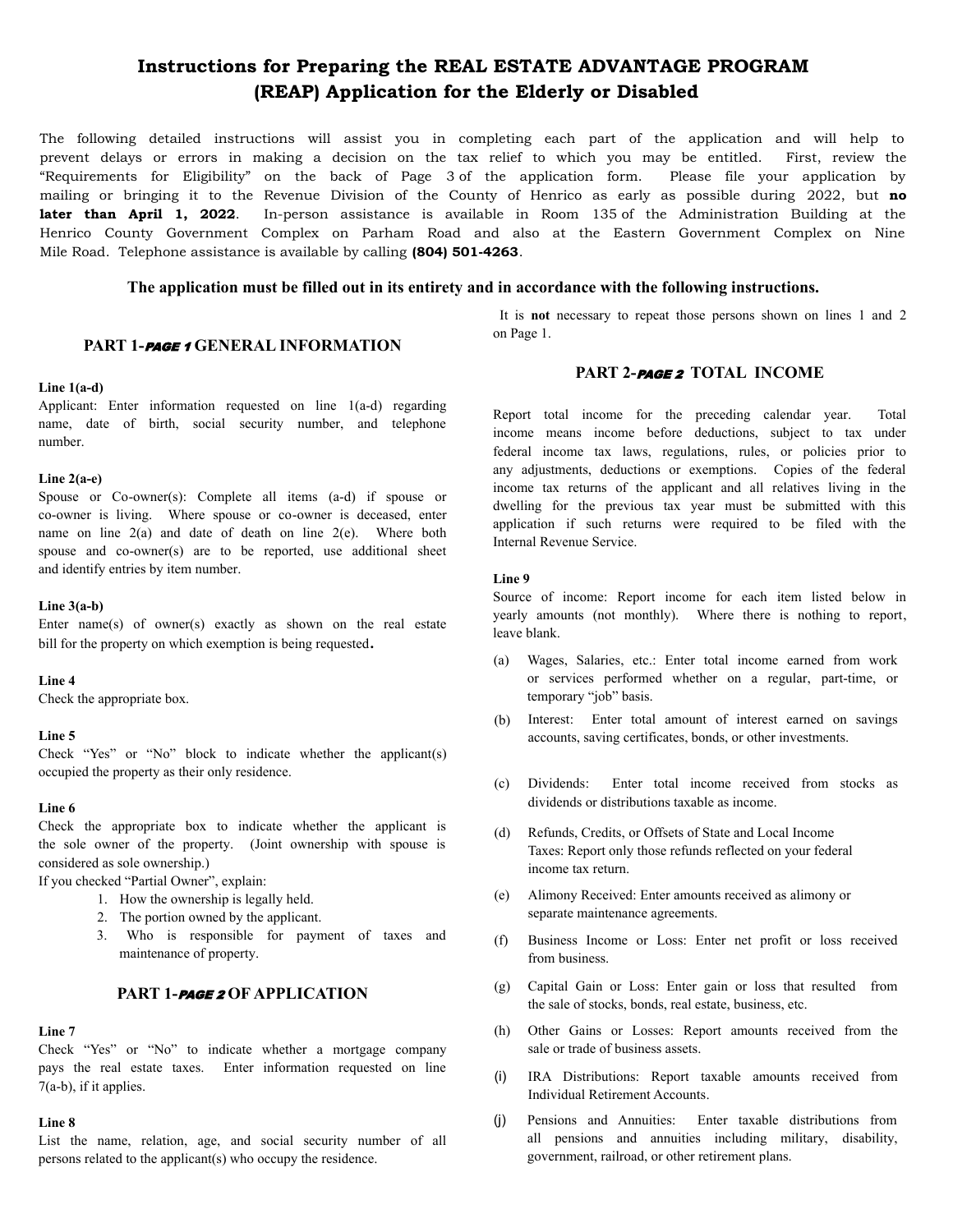# Instructions for Preparing the REAL ESTATE ADVANTAGE PROGRAM (REAP) Application for the Elderly or Disabled

The following detailed instructions will assist you in completing each part of the application and will help to prevent delays or errors in making a decision on the tax relief to which you may be entitled. First, review the "Requirements for Eligibility" on the back of Page 3 of the application form. Please file your application by mailing or bringing it to the Revenue Division of the County of Henrico as early as possible during 2022, but **no later than April 1, 2022**. In-person assistance is available in Room 135 of the Administration Building at the Henrico County Government Complex on Parham Road and also at the Eastern Government Complex on Nine Mile Road. Telephone assistance is available by calling **(804) 501-4263**.

**The application must be filled out in its entirety and in accordance with the following instructions.**

## PART 1-*PAGE 1* GENERAL INFORMATION

**Line 1(a-d)**
Applicant: Enter information requested on line 1(a-d) regarding name, date of birth, social security number, and telephone number.

**Line 2(a-e)**
Spouse or Co-owner(s): Complete all items (a-d) if spouse or co-owner is living. Where spouse or co-owner is deceased, enter name on line 2(a) and date of death on line 2(e). Where both spouse and co-owner(s) are to be reported, use additional sheet and identify entries by item number.

**Line 3(a-b)**
Enter name(s) of owner(s) exactly as shown on the real estate bill for the property on which exemption is being requested**.**

**Line 4**
Check the appropriate box.

**Line 5**
Check "Yes" or "No" block to indicate whether the applicant(s) occupied the property as their only residence.

**Line 6**
Check the appropriate box to indicate whether the applicant is the sole owner of the property. (Joint ownership with spouse is considered as sole ownership.)
If you checked "Partial Owner", explain:

1. How the ownership is legally held.
2. The portion owned by the applicant.
3. Who is responsible for payment of taxes and maintenance of property.

## PART 1-*PAGE 2* OF APPLICATION

**Line 7**
Check "Yes" or "No" to indicate whether a mortgage company pays the real estate taxes. Enter information requested on line 7(a-b), if it applies.

**Line 8**
List the name, relation, age, and social security number of all persons related to the applicant(s) who occupy the residence. It is **not** necessary to repeat those persons shown on lines 1 and 2 on Page 1.

## PART 2-*PAGE 2* TOTAL INCOME

Report total income for the preceding calendar year. Total income means income before deductions, subject to tax under federal income tax laws, regulations, rules, or policies prior to any adjustments, deductions or exemptions. Copies of the federal income tax returns of the applicant and all relatives living in the dwelling for the previous tax year must be submitted with this application if such returns were required to be filed with the Internal Revenue Service.

**Line 9**
Source of income: Report income for each item listed below in yearly amounts (not monthly). Where there is nothing to report, leave blank.

(a) Wages, Salaries, etc.: Enter total income earned from work or services performed whether on a regular, part-time, or temporary "job" basis.

(b) Interest: Enter total amount of interest earned on savings accounts, saving certificates, bonds, or other investments.

(c) Dividends: Enter total income received from stocks as dividends or distributions taxable as income.

(d) Refunds, Credits, or Offsets of State and Local Income Taxes: Report only those refunds reflected on your federal income tax return.

(e) Alimony Received: Enter amounts received as alimony or separate maintenance agreements.

(f) Business Income or Loss: Enter net profit or loss received from business.

(g) Capital Gain or Loss: Enter gain or loss that resulted from the sale of stocks, bonds, real estate, business, etc.

(h) Other Gains or Losses: Report amounts received from the sale or trade of business assets.

(i) IRA Distributions: Report taxable amounts received from Individual Retirement Accounts.

(j) Pensions and Annuities: Enter taxable distributions from all pensions and annuities including military, disability, government, railroad, or other retirement plans.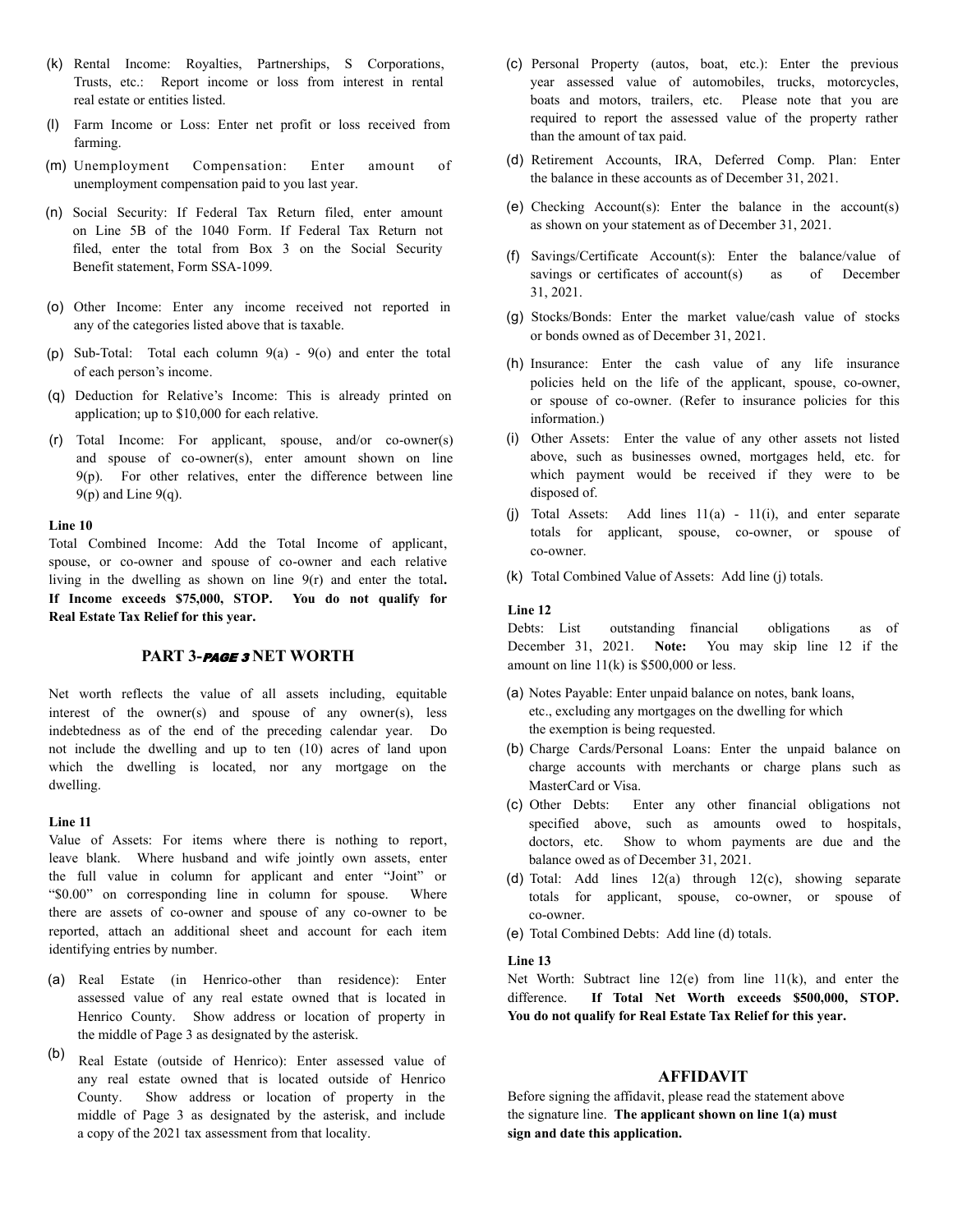(k) Rental Income: Royalties, Partnerships, S Corporations, Trusts, etc.: Report income or loss from interest in rental real estate or entities listed.

(l) Farm Income or Loss: Enter net profit or loss received from farming.

(m) Unemployment Compensation: Enter amount of unemployment compensation paid to you last year.

(n) Social Security: If Federal Tax Return filed, enter amount on Line 5B of the 1040 Form. If Federal Tax Return not filed, enter the total from Box 3 on the Social Security Benefit statement, Form SSA-1099.

(o) Other Income: Enter any income received not reported in any of the categories listed above that is taxable.

(p) Sub-Total: Total each column 9(a) - 9(o) and enter the total of each person's income.

(q) Deduction for Relative's Income: This is already printed on application; up to $10,000 for each relative.

(r) Total Income: For applicant, spouse, and/or co-owner(s) and spouse of co-owner(s), enter amount shown on line 9(p). For other relatives, enter the difference between line 9(p) and Line 9(q).

**Line 10**

Total Combined Income: Add the Total Income of applicant, spouse, or co-owner and spouse of co-owner and each relative living in the dwelling as shown on line 9(r) and enter the total**. If Income exceeds $75,000, STOP. You do not qualify for Real Estate Tax Relief for this year.**

## PART 3-*PAGE 3* NET WORTH

Net worth reflects the value of all assets including, equitable interest of the owner(s) and spouse of any owner(s), less indebtedness as of the end of the preceding calendar year. Do not include the dwelling and up to ten (10) acres of land upon which the dwelling is located, nor any mortgage on the dwelling.

**Line 11**

Value of Assets: For items where there is nothing to report, leave blank. Where husband and wife jointly own assets, enter the full value in column for applicant and enter "Joint" or "$0.00" on corresponding line in column for spouse. Where there are assets of co-owner and spouse of any co-owner to be reported, attach an additional sheet and account for each item identifying entries by number.

(a) Real Estate (in Henrico-other than residence): Enter assessed value of any real estate owned that is located in Henrico County. Show address or location of property in the middle of Page 3 as designated by the asterisk.

(b) Real Estate (outside of Henrico): Enter assessed value of any real estate owned that is located outside of Henrico County. Show address or location of property in the middle of Page 3 as designated by the asterisk, and include a copy of the 2021 tax assessment from that locality.

(c) Personal Property (autos, boat, etc.): Enter the previous year assessed value of automobiles, trucks, motorcycles, boats and motors, trailers, etc. Please note that you are required to report the assessed value of the property rather than the amount of tax paid.

(d) Retirement Accounts, IRA, Deferred Comp. Plan: Enter the balance in these accounts as of December 31, 2021.

(e) Checking Account(s): Enter the balance in the account(s) as shown on your statement as of December 31, 2021.

(f) Savings/Certificate Account(s): Enter the balance/value of savings or certificates of account(s) as of December 31, 2021.

(g) Stocks/Bonds: Enter the market value/cash value of stocks or bonds owned as of December 31, 2021.

(h) Insurance: Enter the cash value of any life insurance policies held on the life of the applicant, spouse, co-owner, or spouse of co-owner. (Refer to insurance policies for this information.)

(i) Other Assets: Enter the value of any other assets not listed above, such as businesses owned, mortgages held, etc. for which payment would be received if they were to be disposed of.

(j) Total Assets: Add lines 11(a) - 11(i), and enter separate totals for applicant, spouse, co-owner, or spouse of co-owner.

(k) Total Combined Value of Assets: Add line (j) totals.

**Line 12**

Debts: List outstanding financial obligations as of December 31, 2021. **Note:** You may skip line 12 if the amount on line 11(k) is $500,000 or less.

(a) Notes Payable: Enter unpaid balance on notes, bank loans, etc., excluding any mortgages on the dwelling for which the exemption is being requested.

(b) Charge Cards/Personal Loans: Enter the unpaid balance on charge accounts with merchants or charge plans such as MasterCard or Visa.

(c) Other Debts: Enter any other financial obligations not specified above, such as amounts owed to hospitals, doctors, etc. Show to whom payments are due and the balance owed as of December 31, 2021.

(d) Total: Add lines 12(a) through 12(c), showing separate totals for applicant, spouse, co-owner, or spouse of co-owner.

(e) Total Combined Debts: Add line (d) totals.

**Line 13**

Net Worth: Subtract line 12(e) from line 11(k), and enter the difference. **If Total Net Worth exceeds $500,000, STOP. You do not qualify for Real Estate Tax Relief for this year.**

## AFFIDAVIT

Before signing the affidavit, please read the statement above the signature line. **The applicant shown on line 1(a) must sign and date this application.**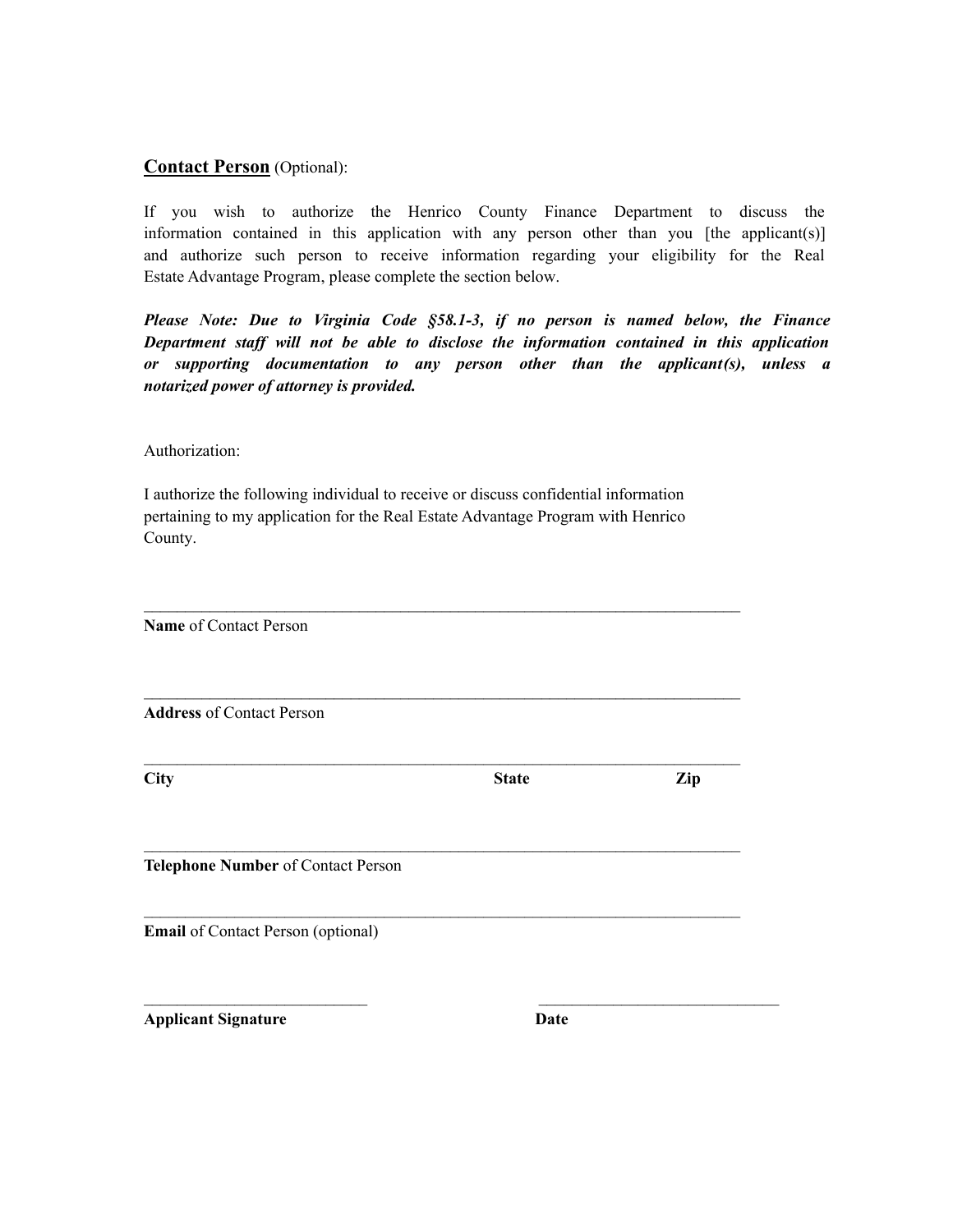**<u>Contact Person</u>** (Optional):

If you wish to authorize the Henrico County Finance Department to discuss the information contained in this application with any person other than you [the applicant(s)] and authorize such person to receive information regarding your eligibility for the Real Estate Advantage Program, please complete the section below.

***Please Note: Due to Virginia Code §58.1-3, if no person is named below, the Finance Department staff will not be able to disclose the information contained in this application or supporting documentation to any person other than the applicant(s), unless a notarized power of attorney is provided.***

Authorization:

I authorize the following individual to receive or discuss confidential information pertaining to my application for the Real Estate Advantage Program with Henrico County.

\_\_\_\_\_\_\_\_\_\_\_\_\_\_\_\_\_\_\_\_\_\_\_\_\_\_\_\_\_\_\_\_\_\_\_\_\_\_\_\_\_\_\_\_\_\_\_\_\_\_\_\_\_\_\_\_\_\_\_\_\_\_\_\_\_\_\_\_\_\_\_\_

**Name** of Contact Person

\_\_\_\_\_\_\_\_\_\_\_\_\_\_\_\_\_\_\_\_\_\_\_\_\_\_\_\_\_\_\_\_\_\_\_\_\_\_\_\_\_\_\_\_\_\_\_\_\_\_\_\_\_\_\_\_\_\_\_\_\_\_\_\_\_\_\_\_\_\_\_\_

**Address** of Contact Person

\_\_\_\_\_\_\_\_\_\_\_\_\_\_\_\_\_\_\_\_\_\_\_\_\_\_\_\_\_\_\_\_\_\_\_\_\_\_\_\_\_\_\_\_\_\_\_\_\_\_\_\_\_\_\_\_\_\_\_\_\_\_\_\_\_\_\_\_\_\_\_\_

**City** **State** **Zip**

\_\_\_\_\_\_\_\_\_\_\_\_\_\_\_\_\_\_\_\_\_\_\_\_\_\_\_\_\_\_\_\_\_\_\_\_\_\_\_\_\_\_\_\_\_\_\_\_\_\_\_\_\_\_\_\_\_\_\_\_\_\_\_\_\_\_\_\_\_\_\_\_

**Telephone Number** of Contact Person

\_\_\_\_\_\_\_\_\_\_\_\_\_\_\_\_\_\_\_\_\_\_\_\_\_\_\_\_\_\_\_\_\_\_\_\_\_\_\_\_\_\_\_\_\_\_\_\_\_\_\_\_\_\_\_\_\_\_\_\_\_\_\_\_\_\_\_\_\_\_\_\_

**Email** of Contact Person (optional)

\_\_\_\_\_\_\_\_\_\_\_\_\_\_\_\_\_\_\_\_\_\_\_\_\_\_\_\_ \_\_\_\_\_\_\_\_\_\_\_\_\_\_\_\_\_\_\_\_\_\_\_\_\_\_\_\_\_\_

**Applicant Signature** **Date**